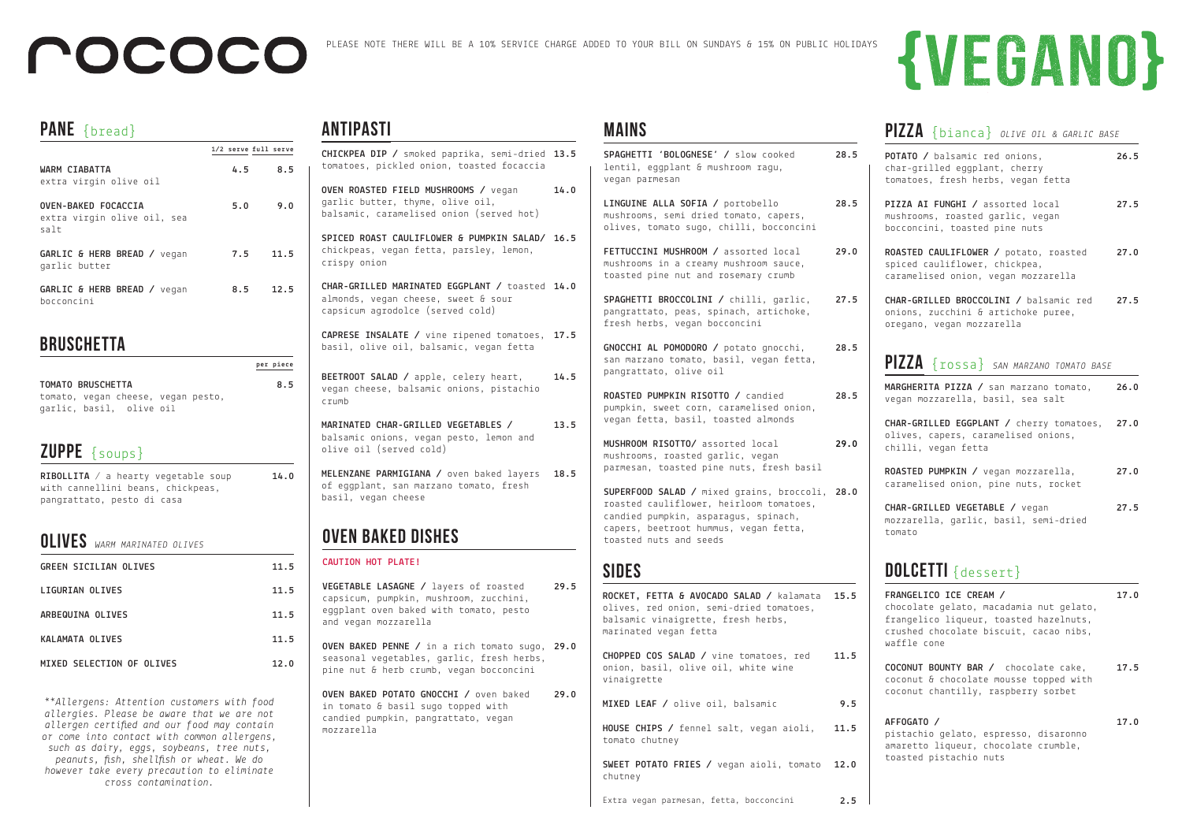# rococo

PLEASE NOTE THERE WILL BE A 10% SERVICE CHARGE ADDED TO YOUR BILL ON SUNDAYS & 15% ON PUBLIC HOLIDAYS

# {VEGANO}

## PANE {bread}

| | 1/2 serve | full serve |
|---|---|---|
| **WARM CIABATTA** extra virgin olive oil | 4.5 | 8.5 |
| **OVEN-BAKED FOCACCIA** extra virgin olive oil, sea salt | 5.0 | 9.0 |
| **GARLIC & HERB BREAD /** vegan garlic butter | 7.5 | 11.5 |
| **GARLIC & HERB BREAD /** vegan bocconcini | 8.5 | 12.5 |

## BRUSCHETTA

| | per piece |
|---|---|
| **TOMATO BRUSCHETTA** tomato, vegan cheese, vegan pesto, garlic, basil, olive oil | 8.5 |

## ZUPPE {soups}

| | |
|---|---|
| **RIBOLLITA** / a hearty vegetable soup with cannellini beans, chickpeas, pangrattato, pesto di casa | 14.0 |

## OLIVES *WARM MARINATED OLIVES*

| | |
|---|---|
| GREEN SICILIAN OLIVES | 11.5 |
| LIGURIAN OLIVES | 11.5 |
| ARBEQUINA OLIVES | 11.5 |
| KALAMATA OLIVES | 11.5 |
| MIXED SELECTION OF OLIVES | 12.0 |

*\*\*Allergens: Attention customers with food allergies. Please be aware that we are not allergen certified and our food may contain or come into contact with common allergens, such as dairy, eggs, soybeans, tree nuts, peanuts, fish, shellfish or wheat. We do however take every precaution to eliminate cross contamination.*

## ANTIPASTI

| | |
|---|---|
| **CHICKPEA DIP /** smoked paprika, semi-dried tomatoes, pickled onion, toasted focaccia | 13.5 |
| **OVEN ROASTED FIELD MUSHROOMS /** vegan garlic butter, thyme, olive oil, balsamic, caramelised onion (served hot) | 14.0 |
| **SPICED ROAST CAULIFLOWER & PUMPKIN SALAD/** chickpeas, vegan fetta, parsley, lemon, crispy onion | 16.5 |
| **CHAR-GRILLED MARINATED EGGPLANT /** toasted almonds, vegan cheese, sweet & sour capsicum agrodolce (served cold) | 14.0 |
| **CAPRESE INSALATE /** vine ripened tomatoes, basil, olive oil, balsamic, vegan fetta | 17.5 |
| **BEETROOT SALAD /** apple, celery heart, vegan cheese, balsamic onions, pistachio crumb | 14.5 |
| **MARINATED CHAR-GRILLED VEGETABLES /** balsamic onions, vegan pesto, lemon and olive oil (served cold) | 13.5 |
| **MELENZANE PARMIGIANA /** oven baked layers of eggplant, san marzano tomato, fresh basil, vegan cheese | 18.5 |

## OVEN BAKED DISHES

CAUTION HOT PLATE!

| | |
|---|---|
| **VEGETABLE LASAGNE /** layers of roasted capsicum, pumpkin, mushroom, zucchini, eggplant oven baked with tomato, pesto and vegan mozzarella | 29.5 |
| **OVEN BAKED PENNE /** in a rich tomato sugo, seasonal vegetables, garlic, fresh herbs, pine nut & herb crumb, vegan bocconcini | 29.0 |
| **OVEN BAKED POTATO GNOCCHI /** oven baked in tomato & basil sugo topped with candied pumpkin, pangrattato, vegan mozzarella | 29.0 |

## MAINS

| | |
|---|---|
| **SPAGHETTI 'BOLOGNESE' /** slow cooked lentil, eggplant & mushroom ragu, vegan parmesan | 28.5 |
| **LINGUINE ALLA SOFIA /** portobello mushrooms, semi dried tomato, capers, olives, tomato sugo, chilli, bocconcini | 28.5 |
| **FETTUCCINI MUSHROOM /** assorted local mushrooms in a creamy mushroom sauce, toasted pine nut and rosemary crumb | 29.0 |
| **SPAGHETTI BROCCOLINI /** chilli, garlic, pangrattato, peas, spinach, artichoke, fresh herbs, vegan bocconcini | 27.5 |
| **GNOCCHI AL POMODORO /** potato gnocchi, san marzano tomato, basil, vegan fetta, pangrattato, olive oil | 28.5 |
| **ROASTED PUMPKIN RISOTTO /** candied pumpkin, sweet corn, caramelised onion, vegan fetta, basil, toasted almonds | 28.5 |
| **MUSHROOM RISOTTO/** assorted local mushrooms, roasted garlic, vegan parmesan, toasted pine nuts, fresh basil | 29.0 |
| **SUPERFOOD SALAD /** mixed grains, broccoli, roasted cauliflower, heirloom tomatoes, candied pumpkin, asparagus, spinach, capers, beetroot hummus, vegan fetta, toasted nuts and seeds | 28.0 |

## SIDES

| | |
|---|---|
| **ROCKET, FETTA & AVOCADO SALAD /** kalamata olives, red onion, semi-dried tomatoes, balsamic vinaigrette, fresh herbs, marinated vegan fetta | 15.5 |
| **CHOPPED COS SALAD /** vine tomatoes, red onion, basil, olive oil, white wine vinaigrette | 11.5 |
| **MIXED LEAF /** olive oil, balsamic | 9.5 |
| **HOUSE CHIPS /** fennel salt, vegan aioli, tomato chutney | 11.5 |
| **SWEET POTATO FRIES /** vegan aioli, tomato chutney | 12.0 |
| Extra vegan parmesan, fetta, bocconcini | 2.5 |

## PIZZA {bianca} *OLIVE OIL & GARLIC BASE*

| | |
|---|---|
| **POTATO /** balsamic red onions, char-grilled eggplant, cherry tomatoes, fresh herbs, vegan fetta | 26.5 |
| **PIZZA AI FUNGHI /** assorted local mushrooms, roasted garlic, vegan bocconcini, toasted pine nuts | 27.5 |
| **ROASTED CAULIFLOWER /** potato, roasted spiced cauliflower, chickpea, caramelised onion, vegan mozzarella | 27.0 |
| **CHAR-GRILLED BROCCOLINI /** balsamic red onions, zucchini & artichoke puree, oregano, vegan mozzarella | 27.5 |

## PIZZA {rossa} *SAN MARZANO TOMATO BASE*

| | |
|---|---|
| **MARGHERITA PIZZA /** san marzano tomato, vegan mozzarella, basil, sea salt | 26.0 |
| **CHAR-GRILLED EGGPLANT /** cherry tomatoes, olives, capers, caramelised onions, chilli, vegan fetta | 27.0 |
| **ROASTED PUMPKIN /** vegan mozzarella, caramelised onion, pine nuts, rocket | 27.0 |
| **CHAR-GRILLED VEGETABLE /** vegan mozzarella, garlic, basil, semi-dried tomato | 27.5 |

## DOLCETTI {dessert}

| | |
|---|---|
| **FRANGELICO ICE CREAM /** chocolate gelato, macadamia nut gelato, frangelico liqueur, toasted hazelnuts, crushed chocolate biscuit, cacao nibs, waffle cone | 17.0 |
| **COCONUT BOUNTY BAR /** chocolate cake, coconut & chocolate mousse topped with coconut chantilly, raspberry sorbet | 17.5 |
| **AFFOGATO /** pistachio gelato, espresso, disaronno amaretto liqueur, chocolate crumble, toasted pistachio nuts | 17.0 |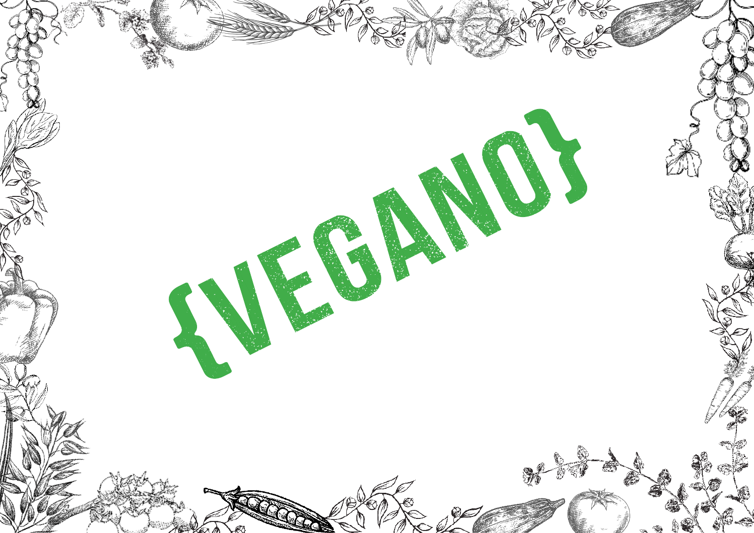{VEGANO}